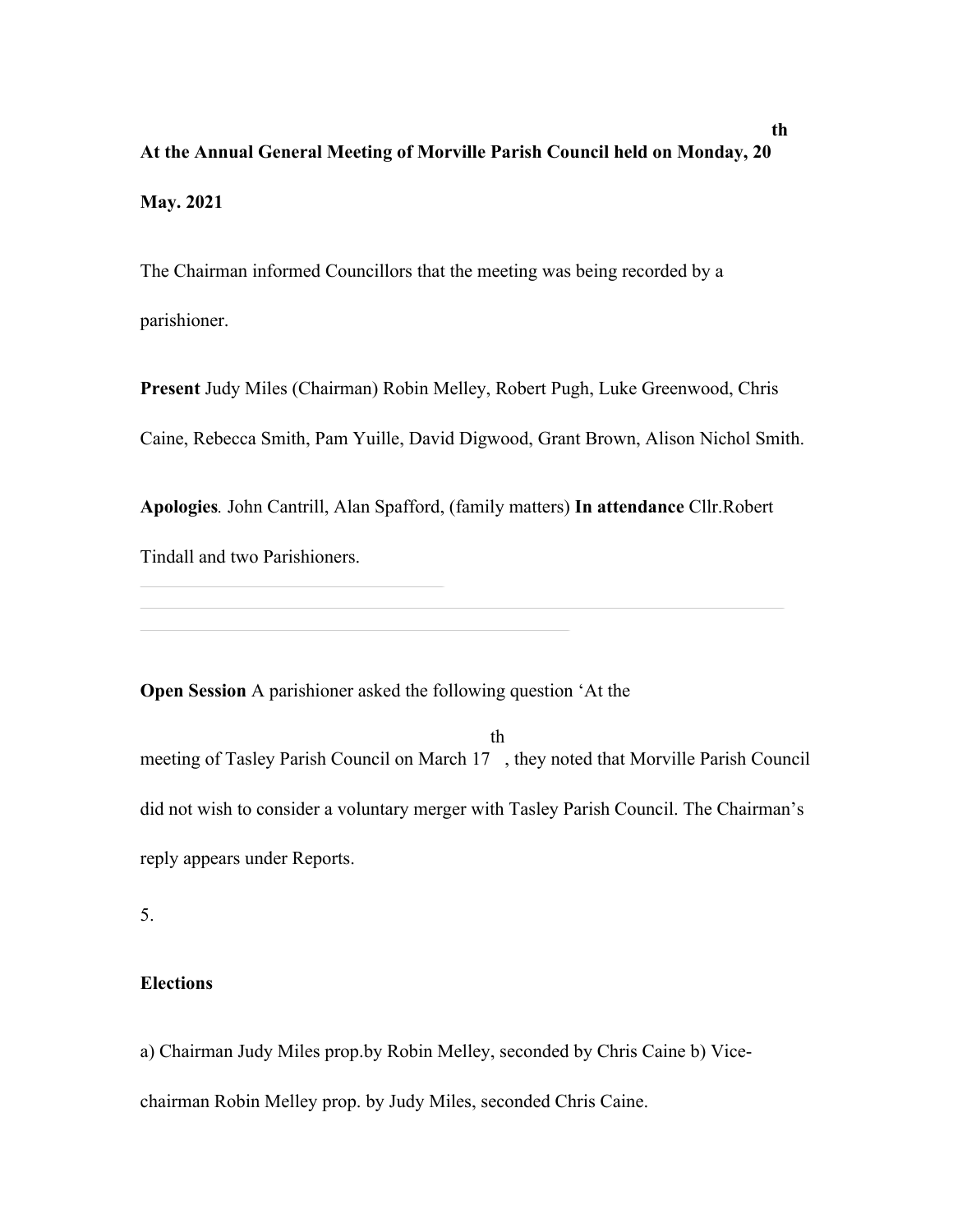**At the Annual General Meeting of Morville Parish Council held on Monday, 20th May. 2021**

The Chairman informed Councillors that the meeting was being recorded by a parishioner.

**Present** Judy Miles (Chairman) Robin Melley, Robert Pugh, Luke Greenwood, Chris Caine, Rebecca Smith, Pam Yuille, David Digwood, Grant Brown, Alison Nichol Smith.

**Apologies***.* John Cantrill, Alan Spafford, (family matters) **In attendance** Cllr.Robert Tindall and two Parishioners.

**Open Session** A parishioner asked the following question 'At the meeting of Tasley Parish Council on March 17th, they noted that Morville Parish Council did not wish to consider a voluntary merger with Tasley Parish Council. The Chairman's reply appears under Reports.

5.

**Elections**

a) Chairman Judy Miles prop.by Robin Melley, seconded by Chris Caine b) Vice-chairman Robin Melley prop. by Judy Miles, seconded Chris Caine.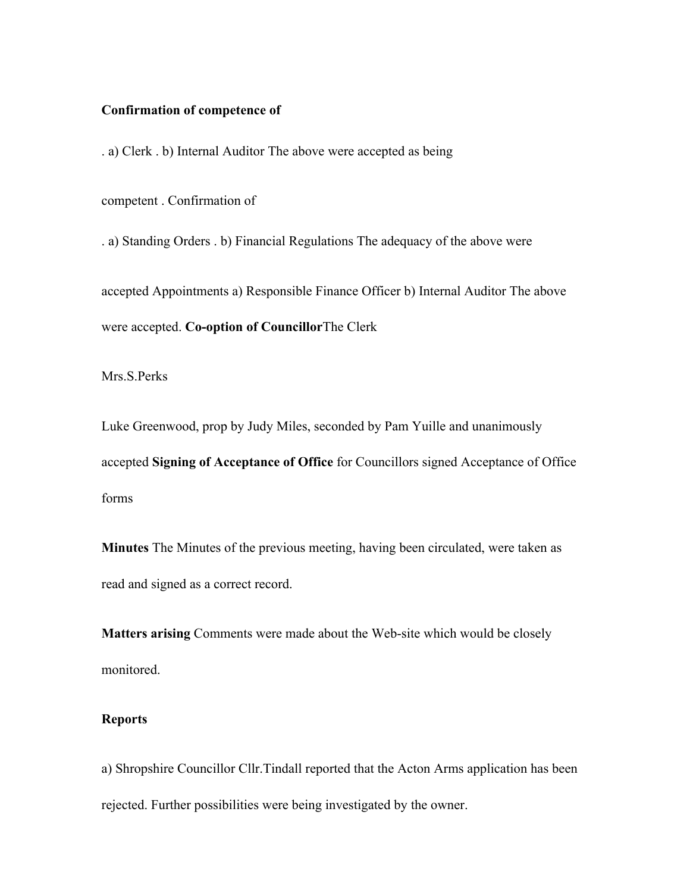**Confirmation of competence of**

. a) Clerk . b) Internal Auditor The above were accepted as being

competent . Confirmation of

. a) Standing Orders . b) Financial Regulations The adequacy of the above were

accepted Appointments a) Responsible Finance Officer b) Internal Auditor The above were accepted. **Co-option of Councillor**The Clerk

Mrs.S.Perks

Luke Greenwood, prop by Judy Miles, seconded by Pam Yuille and unanimously accepted **Signing of Acceptance of Office** for Councillors signed Acceptance of Office forms

**Minutes** The Minutes of the previous meeting, having been circulated, were taken as read and signed as a correct record.

**Matters arising** Comments were made about the Web-site which would be closely monitored.

**Reports**

a) Shropshire Councillor Cllr.Tindall reported that the Acton Arms application has been rejected. Further possibilities were being investigated by the owner.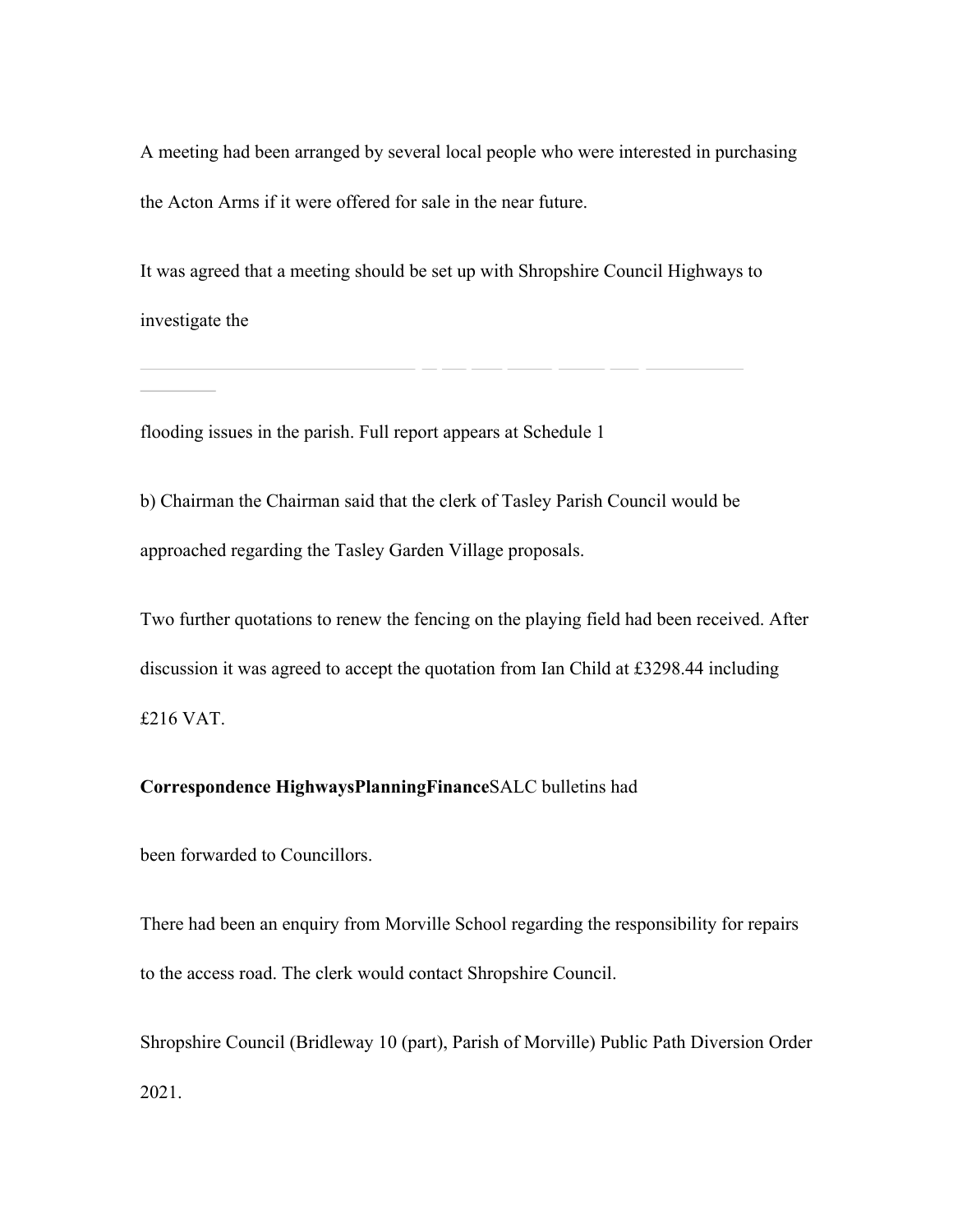A meeting had been arranged by several local people who were interested in purchasing the Acton Arms if it were offered for sale in the near future.

It was agreed that a meeting should be set up with Shropshire Council Highways to investigate the

flooding issues in the parish. Full report appears at Schedule 1

b) Chairman the Chairman said that the clerk of Tasley Parish Council would be approached regarding the Tasley Garden Village proposals.

Two further quotations to renew the fencing on the playing field had been received. After discussion it was agreed to accept the quotation from Ian Child at £3298.44 including £216 VAT.

**Correspondence HighwaysPlanningFinance**SALC bulletins had

been forwarded to Councillors.

There had been an enquiry from Morville School regarding the responsibility for repairs to the access road. The clerk would contact Shropshire Council.

Shropshire Council (Bridleway 10 (part), Parish of Morville) Public Path Diversion Order 2021.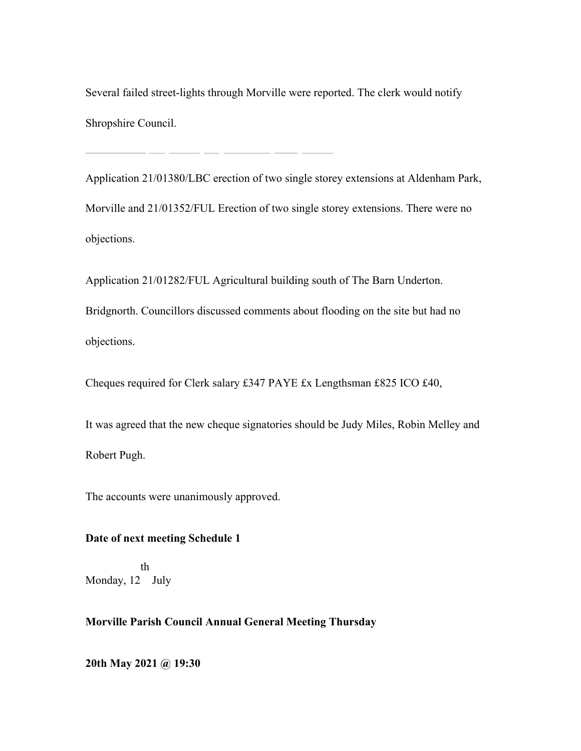Several failed street-lights through Morville were reported. The clerk would notify Shropshire Council.

Application 21/01380/LBC erection of two single storey extensions at Aldenham Park, Morville and 21/01352/FUL Erection of two single storey extensions. There were no objections.

Application 21/01282/FUL Agricultural building south of The Barn Underton. Bridgnorth. Councillors discussed comments about flooding on the site but had no objections.

Cheques required for Clerk salary £347 PAYE £x Lengthsman £825 ICO £40,

It was agreed that the new cheque signatories should be Judy Miles, Robin Melley and Robert Pugh.

The accounts were unanimously approved.

**Date of next meeting Schedule 1**

Monday, 12th July

**Morville Parish Council Annual General Meeting Thursday**

**20th May 2021 @ 19:30**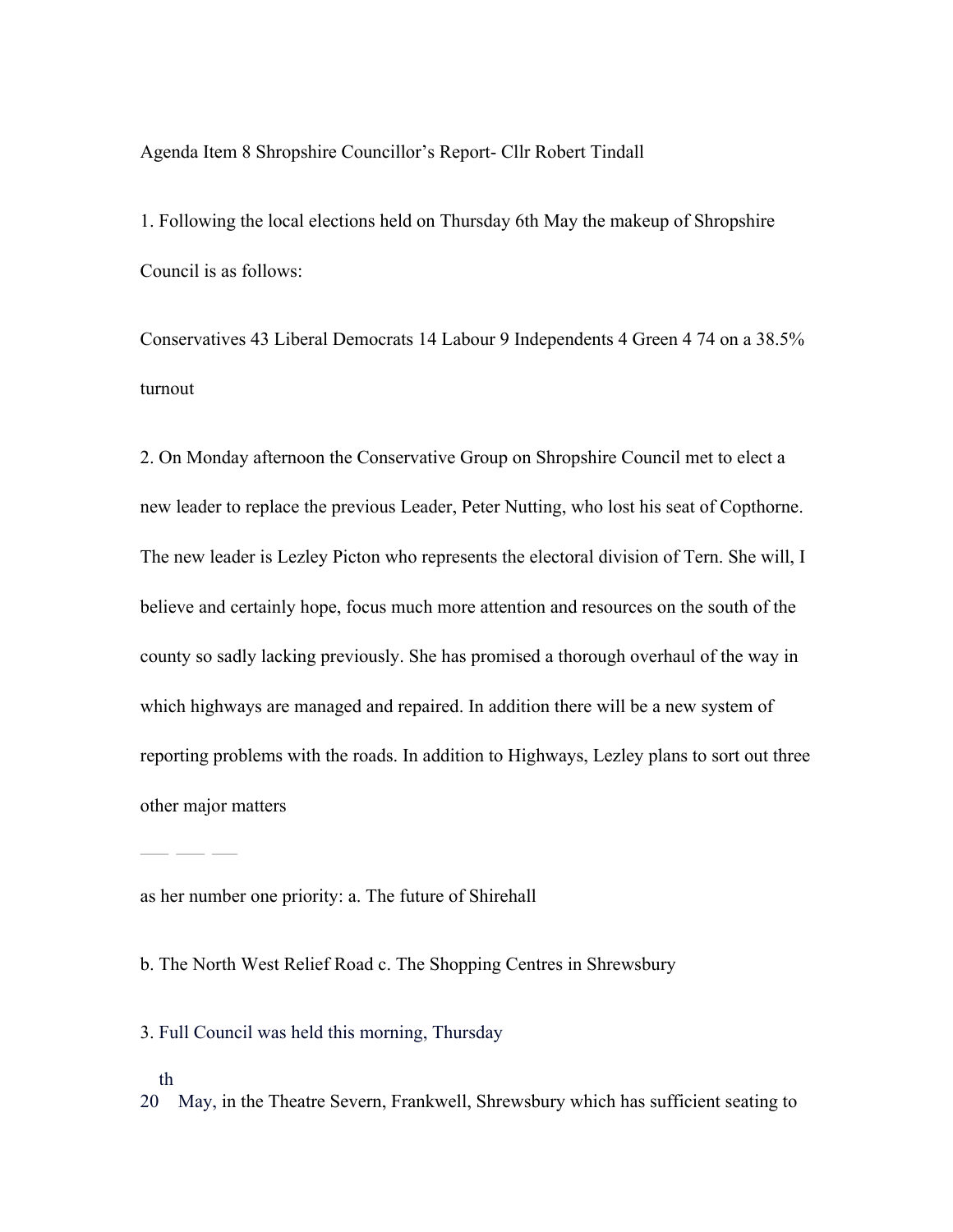Agenda Item 8 Shropshire Councillor's Report- Cllr Robert Tindall

1. Following the local elections held on Thursday 6th May the makeup of Shropshire Council is as follows:

Conservatives 43 Liberal Democrats 14 Labour 9 Independents 4 Green 4 74 on a 38.5% turnout

2. On Monday afternoon the Conservative Group on Shropshire Council met to elect a new leader to replace the previous Leader, Peter Nutting, who lost his seat of Copthorne. The new leader is Lezley Picton who represents the electoral division of Tern. She will, I believe and certainly hope, focus much more attention and resources on the south of the county so sadly lacking previously. She has promised a thorough overhaul of the way in which highways are managed and repaired. In addition there will be a new system of reporting problems with the roads. In addition to Highways, Lezley plans to sort out three other major matters

as her number one priority: a. The future of Shirehall

b. The North West Relief Road c. The Shopping Centres in Shrewsbury

3. Full Council was held this morning, Thursday 20th May, in the Theatre Severn, Frankwell, Shrewsbury which has sufficient seating to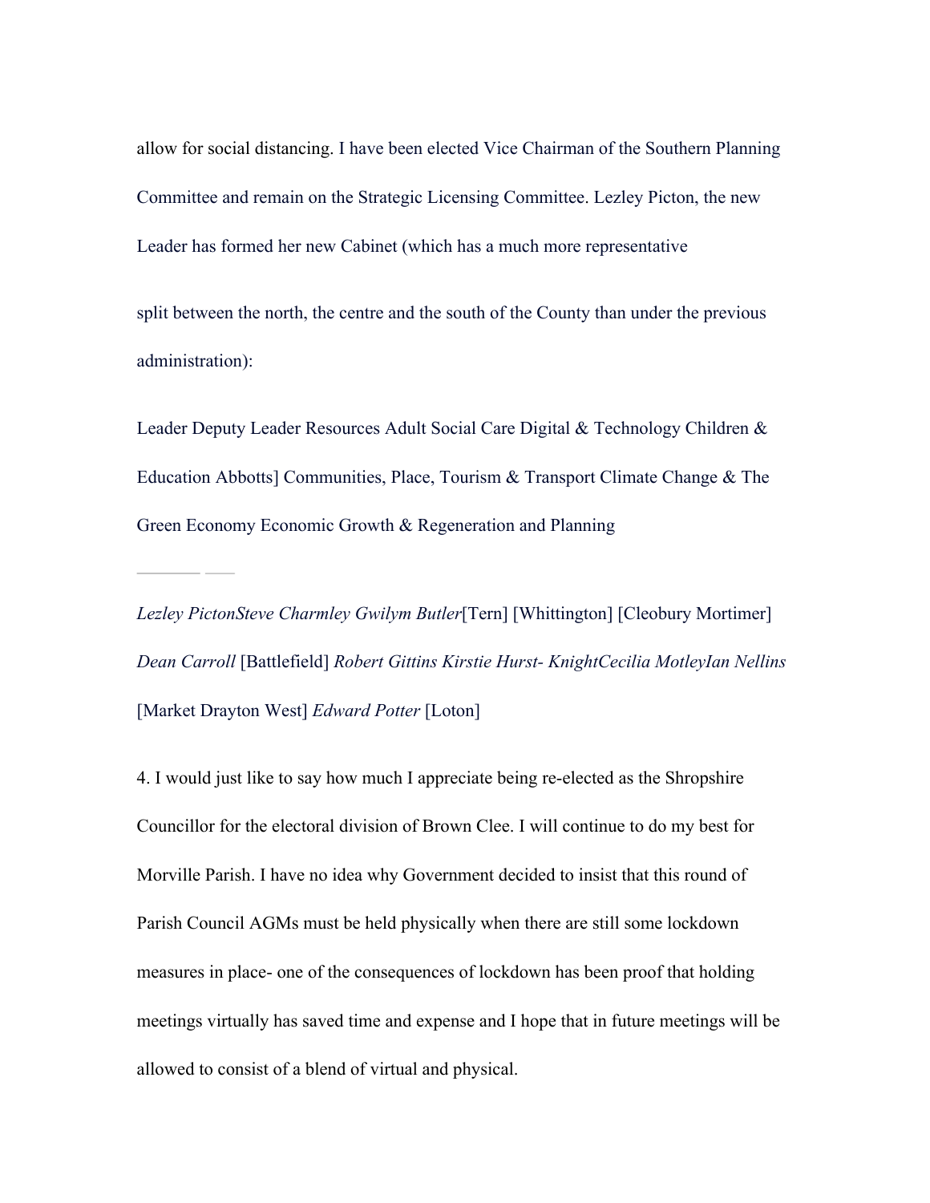allow for social distancing. I have been elected Vice Chairman of the Southern Planning Committee and remain on the Strategic Licensing Committee. Lezley Picton, the new Leader has formed her new Cabinet (which has a much more representative

split between the north, the centre and the south of the County than under the previous administration):

Leader Deputy Leader Resources Adult Social Care Digital & Technology Children & Education Abbotts] Communities, Place, Tourism & Transport Climate Change & The Green Economy Economic Growth & Regeneration and Planning

*Lezley PictonSteve Charmley Gwilym Butler*[Tern] [Whittington] [Cleobury Mortimer] *Dean Carroll* [Battlefield] *Robert Gittins Kirstie Hurst- KnightCecilia MotleyIan Nellins* [Market Drayton West] *Edward Potter* [Loton]

4. I would just like to say how much I appreciate being re-elected as the Shropshire Councillor for the electoral division of Brown Clee. I will continue to do my best for Morville Parish. I have no idea why Government decided to insist that this round of Parish Council AGMs must be held physically when there are still some lockdown measures in place- one of the consequences of lockdown has been proof that holding meetings virtually has saved time and expense and I hope that in future meetings will be allowed to consist of a blend of virtual and physical.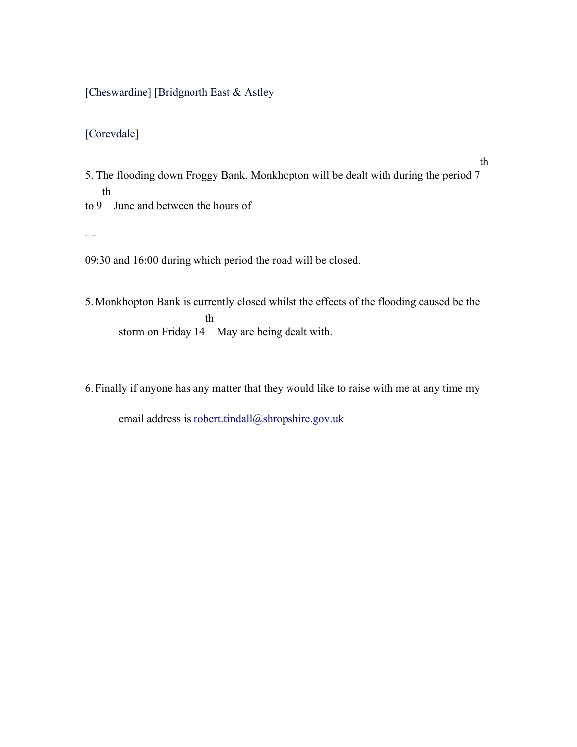[Cheswardine] [Bridgnorth East & Astley

[Corevdale]

5. The flooding down Froggy Bank, Monkhopton will be dealt with during the period 7th to 9th June and between the hours of 09:30 and 16:00 during which period the road will be closed.

5. Monkhopton Bank is currently closed whilst the effects of the flooding caused be the storm on Friday 14th May are being dealt with.

6. Finally if anyone has any matter that they would like to raise with me at any time my email address is robert.tindall@shropshire.gov.uk